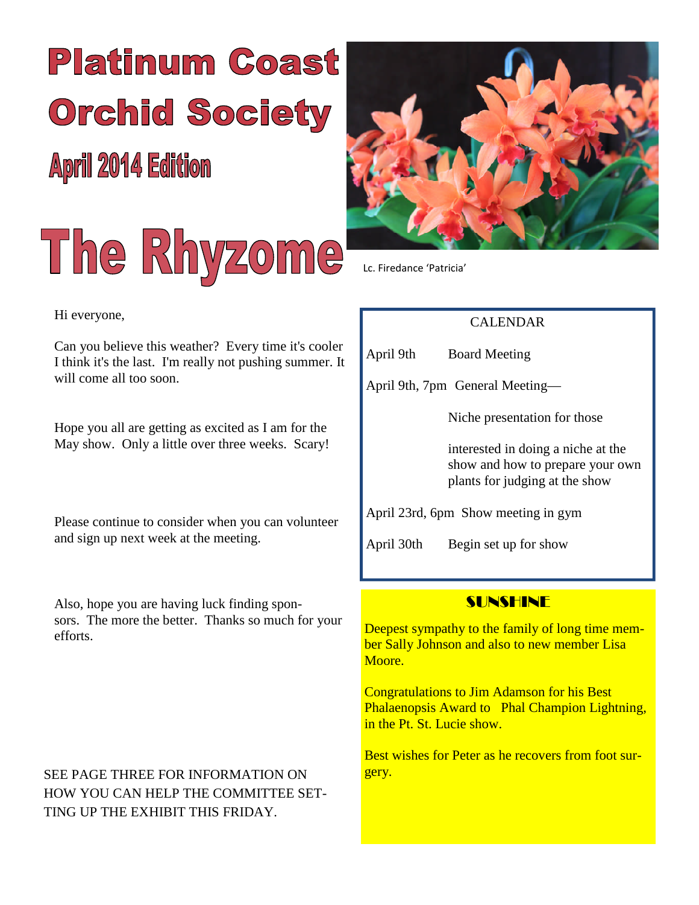# Platinum Coast Orchid Society

## April 2014 Edition

# The Rhyzome

Lc. Firedance 'Patricia'

Hi everyone,

Can you believe this weather? Every time it's cooler I think it's the last. I'm really not pushing summer. It will come all too soon.

Hope you all are getting as excited as I am for the May show. Only a little over three weeks. Scary!

Please continue to consider when you can volunteer and sign up next week at the meeting.

Also, hope you are having luck finding sponsors. The more the better. Thanks so much for your efforts.

SEE PAGE THREE FOR INFORMATION ON HOW YOU CAN HELP THE COMMITTEE SETTING UP THE EXHIBIT THIS FRIDAY.

### CALENDAR

April 9th — Board Meeting

April 9th, 7pm — General Meeting— Niche presentation for those interested in doing a niche at the show and how to prepare your own plants for judging at the show

April 23rd, 6pm — Show meeting in gym

April 30th — Begin set up for show

### SUNSHINE

Deepest sympathy to the family of long time member Sally Johnson and also to new member Lisa Moore.

Congratulations to Jim Adamson for his Best Phalaenopsis Award to Phal Champion Lightning, in the Pt. St. Lucie show.

Best wishes for Peter as he recovers from foot surgery.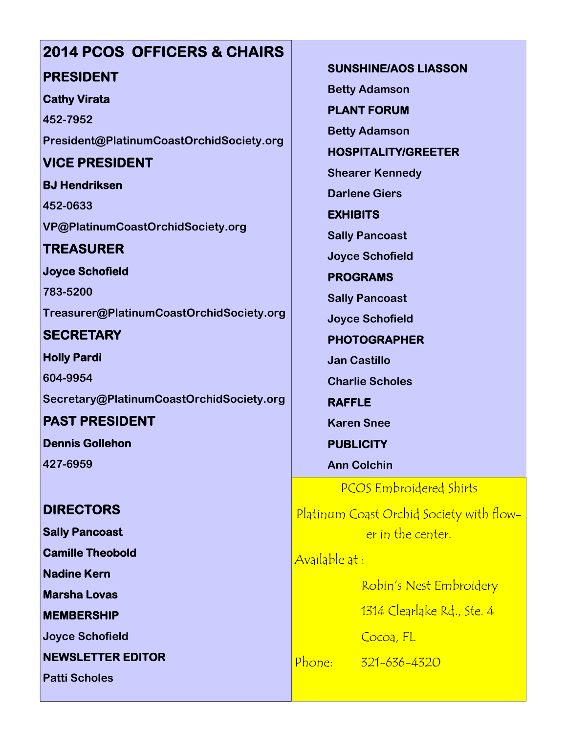# 2014 PCOS OFFICERS & CHAIRS

## PRESIDENT

**Cathy Virata**

**452-7952**

**President@PlatinumCoastOrchidSociety.org**

## VICE PRESIDENT

**BJ Hendriksen**

**452-0633**

**VP@PlatinumCoastOrchidSociety.org**

## TREASURER

**Joyce Schofield**

**783-5200**

**Treasurer@PlatinumCoastOrchidSociety.org**

## SECRETARY

**Holly Pardi**

**604-9954**

**Secretary@PlatinumCoastOrchidSociety.org**

## PAST PRESIDENT

**Dennis Gollehon**

**427-6959**

## DIRECTORS

**Sally Pancoast**

**Camille Theobold**

**Nadine Kern**

**Marsha Lovas**

**MEMBERSHIP**

**Joyce Schofield**

**NEWSLETTER EDITOR**

**Patti Scholes**

**SUNSHINE/AOS LIASSON**

**Betty Adamson**

**PLANT FORUM**

**Betty Adamson**

**HOSPITALITY/GREETER**

**Shearer Kennedy**

**Darlene Giers**

**EXHIBITS**

**Sally Pancoast**

**Joyce Schofield**

**PROGRAMS**

**Sally Pancoast**

**Joyce Schofield**

**PHOTOGRAPHER**

**Jan Castillo**

**Charlie Scholes**

**RAFFLE**

**Karen Snee**

**PUBLICITY**

**Ann Colchin**

PCOS Embroidered Shirts

Platinum Coast Orchid Society with flower in the center.

Available at :

Robin's Nest Embroidery

1314 Clearlake Rd., Ste. 4

Cocoa, FL

Phone: 321-636-4320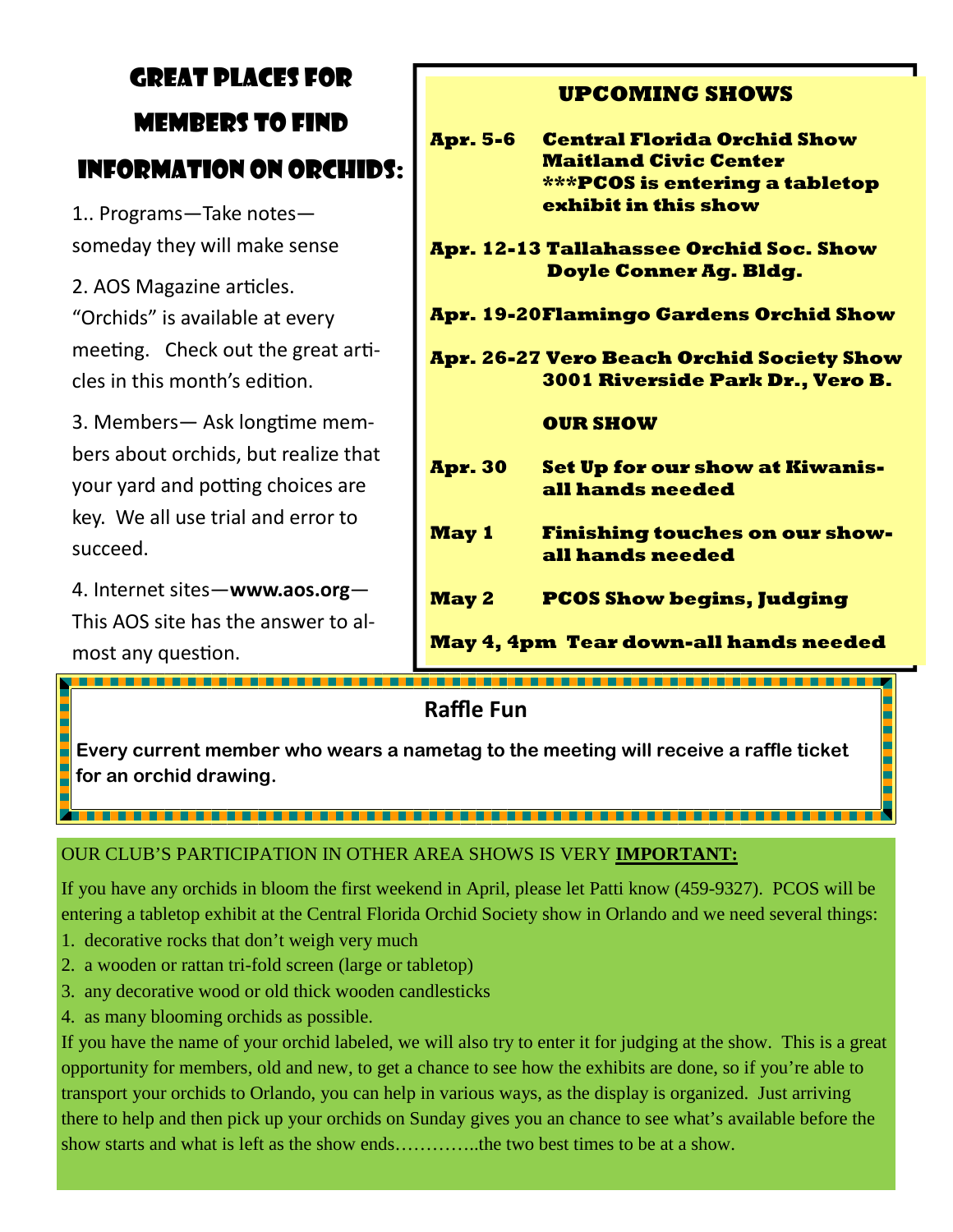# Great Places for Members to Find Information on Orchids:

1.. Programs—Take notes—someday they will make sense

2. AOS Magazine articles. "Orchids" is available at every meeting. Check out the great articles in this month's edition.

3. Members— Ask longtime members about orchids, but realize that your yard and potting choices are key. We all use trial and error to succeed.

4. Internet sites—**www.aos.org**—This AOS site has the answer to almost any question.

## UPCOMING SHOWS

**Apr. 5-6** **Central Florida Orchid Show**
**Maitland Civic Center**
**\*\*\*PCOS is entering a tabletop exhibit in this show**

**Apr. 12-13** **Tallahassee Orchid Soc. Show**
**Doyle Conner Ag. Bldg.**

**Apr. 19-20** **Flamingo Gardens Orchid Show**

**Apr. 26-27** **Vero Beach Orchid Society Show**
**3001 Riverside Park Dr., Vero B.**

**OUR SHOW**

**Apr. 30** **Set Up for our show at Kiwanis-all hands needed**

**May 1** **Finishing touches on our show-all hands needed**

**May 2** **PCOS Show begins, Judging**

**May 4, 4pm** **Tear down-all hands needed**

## Raffle Fun

**Every current member who wears a nametag to the meeting will receive a raffle ticket for an orchid drawing.**

OUR CLUB'S PARTICIPATION IN OTHER AREA SHOWS IS VERY **IMPORTANT:**

If you have any orchids in bloom the first weekend in April, please let Patti know (459-9327). PCOS will be entering a tabletop exhibit at the Central Florida Orchid Society show in Orlando and we need several things:

1. decorative rocks that don't weigh very much
2. a wooden or rattan tri-fold screen (large or tabletop)
3. any decorative wood or old thick wooden candlesticks
4. as many blooming orchids as possible.

If you have the name of your orchid labeled, we will also try to enter it for judging at the show. This is a great opportunity for members, old and new, to get a chance to see how the exhibits are done, so if you're able to transport your orchids to Orlando, you can help in various ways, as the display is organized. Just arriving there to help and then pick up your orchids on Sunday gives you an chance to see what's available before the show starts and what is left as the show ends…………..the two best times to be at a show.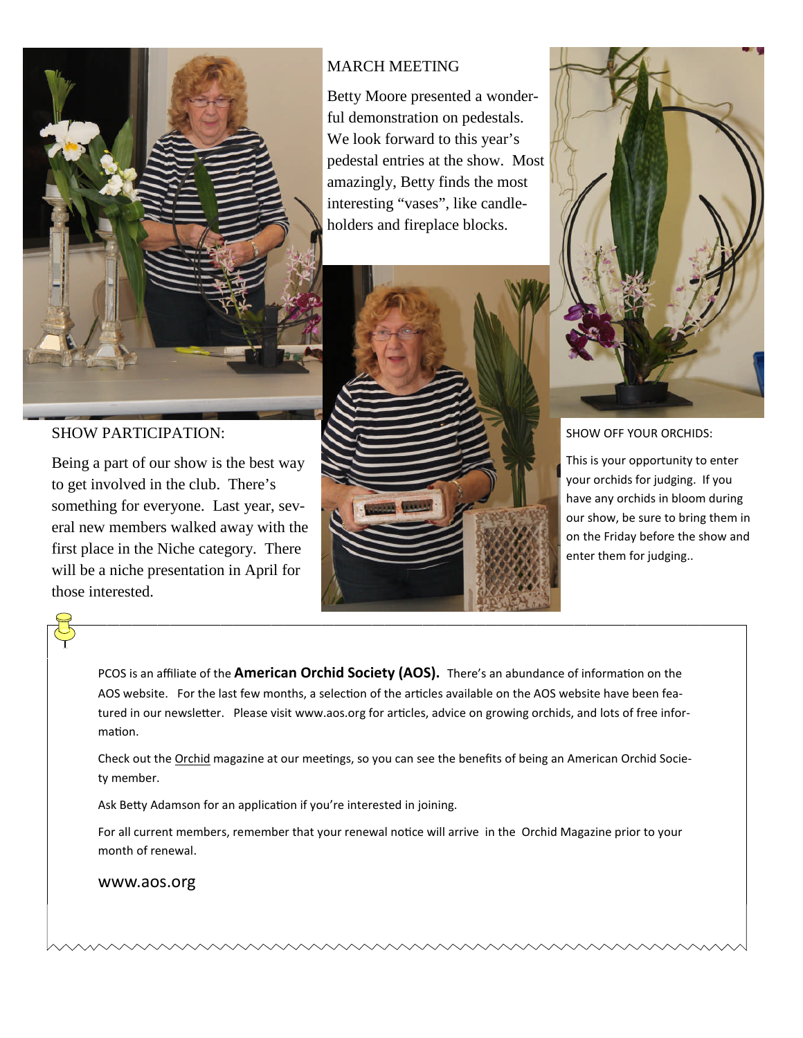## MARCH MEETING

Betty Moore presented a wonderful demonstration on pedestals. We look forward to this year's pedestal entries at the show. Most amazingly, Betty finds the most interesting "vases", like candleholders and fireplace blocks.

## SHOW PARTICIPATION:

Being a part of our show is the best way to get involved in the club. There's something for everyone. Last year, several new members walked away with the first place in the Niche category. There will be a niche presentation in April for those interested.

## SHOW OFF YOUR ORCHIDS:

This is your opportunity to enter your orchids for judging. If you have any orchids in bloom during our show, be sure to bring them in on the Friday before the show and enter them for judging..

---

PCOS is an affiliate of the **American Orchid Society (AOS).** There's an abundance of information on the AOS website. For the last few months, a selection of the articles available on the AOS website have been featured in our newsletter. Please visit www.aos.org for articles, advice on growing orchids, and lots of free information.

Check out the Orchid magazine at our meetings, so you can see the benefits of being an American Orchid Society member.

Ask Betty Adamson for an application if you're interested in joining.

For all current members, remember that your renewal notice will arrive in the Orchid Magazine prior to your month of renewal.

www.aos.org